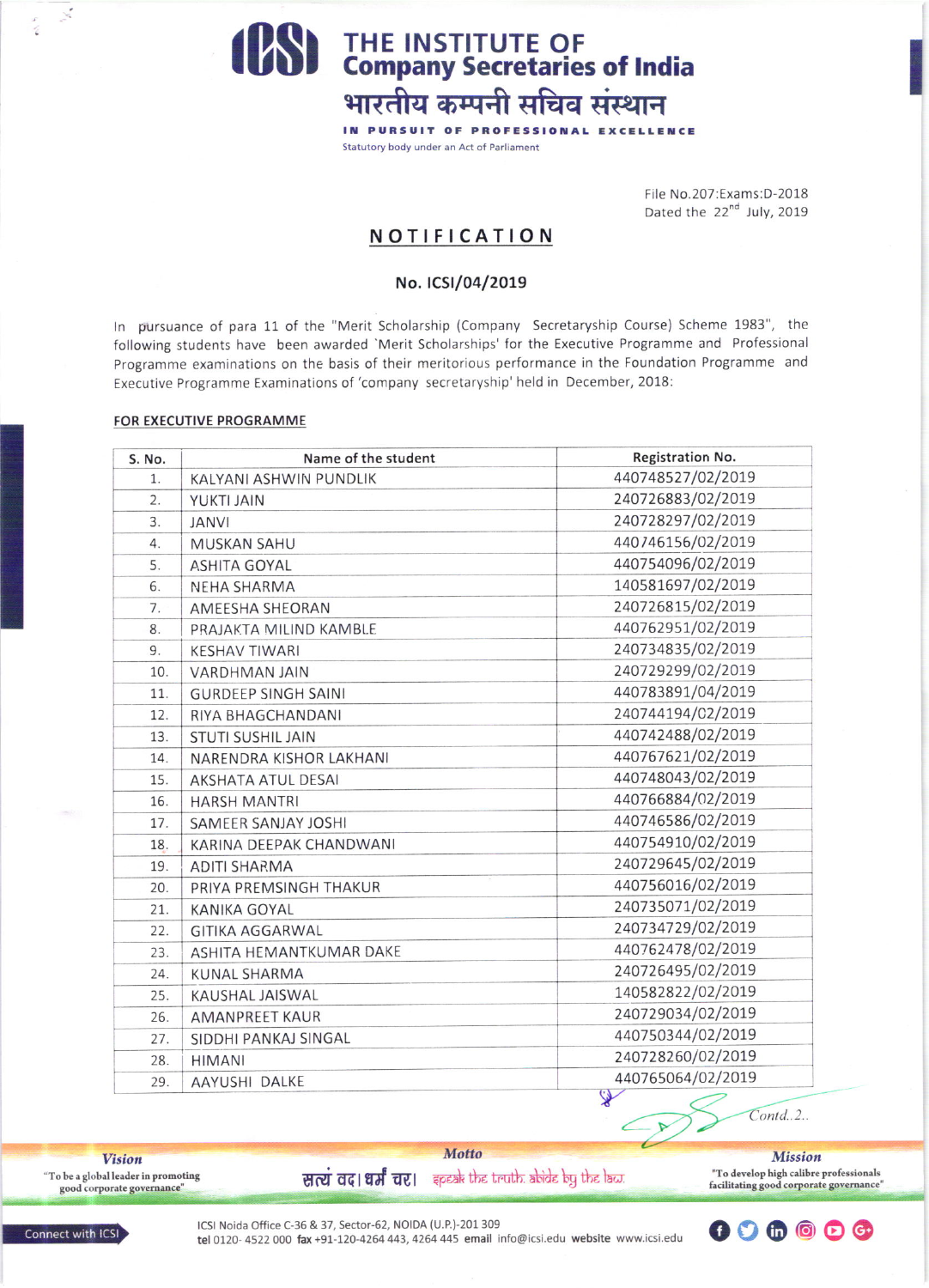# THE INSTITUTE OF Company Secretaries of India

भारतीय कम्पनी सचिव संस्थान

IN PURSUIT OF PROFESSIONAL EXCELLENCE

Statutory body under an Act of Parliament

File No.207:Exams:D-2018
Dated the 22nd July, 2019

## NOTIFICATION

### No. ICSI/04/2019

In pursuance of para 11 of the "Merit Scholarship (Company Secretaryship Course) Scheme 1983", the following students have been awarded `Merit Scholarships' for the Executive Programme and Professional Programme examinations on the basis of their meritorious performance in the Foundation Programme and Executive Programme Examinations of 'company secretaryship' held in December, 2018:

**FOR EXECUTIVE PROGRAMME**

| S. No. | Name of the student | Registration No. |
|---|---|---|
| 1. | KALYANI ASHWIN PUNDLIK | 440748527/02/2019 |
| 2. | YUKTI JAIN | 240726883/02/2019 |
| 3. | JANVI | 240728297/02/2019 |
| 4. | MUSKAN SAHU | 440746156/02/2019 |
| 5. | ASHITA GOYAL | 440754096/02/2019 |
| 6. | NEHA SHARMA | 140581697/02/2019 |
| 7. | AMEESHA SHEORAN | 240726815/02/2019 |
| 8. | PRAJAKTA MILIND KAMBLE | 440762951/02/2019 |
| 9. | KESHAV TIWARI | 240734835/02/2019 |
| 10. | VARDHMAN JAIN | 240729299/02/2019 |
| 11. | GURDEEP SINGH SAINI | 440783891/04/2019 |
| 12. | RIYA BHAGCHANDANI | 240744194/02/2019 |
| 13. | STUTI SUSHIL JAIN | 440742488/02/2019 |
| 14. | NARENDRA KISHOR LAKHANI | 440767621/02/2019 |
| 15. | AKSHATA ATUL DESAI | 440748043/02/2019 |
| 16. | HARSH MANTRI | 440766884/02/2019 |
| 17. | SAMEER SANJAY JOSHI | 440746586/02/2019 |
| 18. | KARINA DEEPAK CHANDWANI | 440754910/02/2019 |
| 19. | ADITI SHARMA | 240729645/02/2019 |
| 20. | PRIYA PREMSINGH THAKUR | 440756016/02/2019 |
| 21. | KANIKA GOYAL | 240735071/02/2019 |
| 22. | GITIKA AGGARWAL | 240734729/02/2019 |
| 23. | ASHITA HEMANTKUMAR DAKE | 440762478/02/2019 |
| 24. | KUNAL SHARMA | 240726495/02/2019 |
| 25. | KAUSHAL JAISWAL | 140582822/02/2019 |
| 26. | AMANPREET KAUR | 240729034/02/2019 |
| 27. | SIDDHI PANKAJ SINGAL | 440750344/02/2019 |
| 28. | HIMANI | 240728260/02/2019 |
| 29. | AAYUSHI DALKE | 440765064/02/2019 |

Contd..2..

**Vision**: "To be a global leader in promoting good corporate governance"

**Motto**: सत्यं वद। धर्मं चर। speak the truth. abide by the law.

**Mission**: "To develop high calibre professionals facilitating good corporate governance"

Connect with ICSI

ICSI Noida Office C-36 & 37, Sector-62, NOIDA (U.P.)-201 309
**tel** 0120- 4522 000 **fax** +91-120-4264 443, 4264 445 **email** info@icsi.edu **website** www.icsi.edu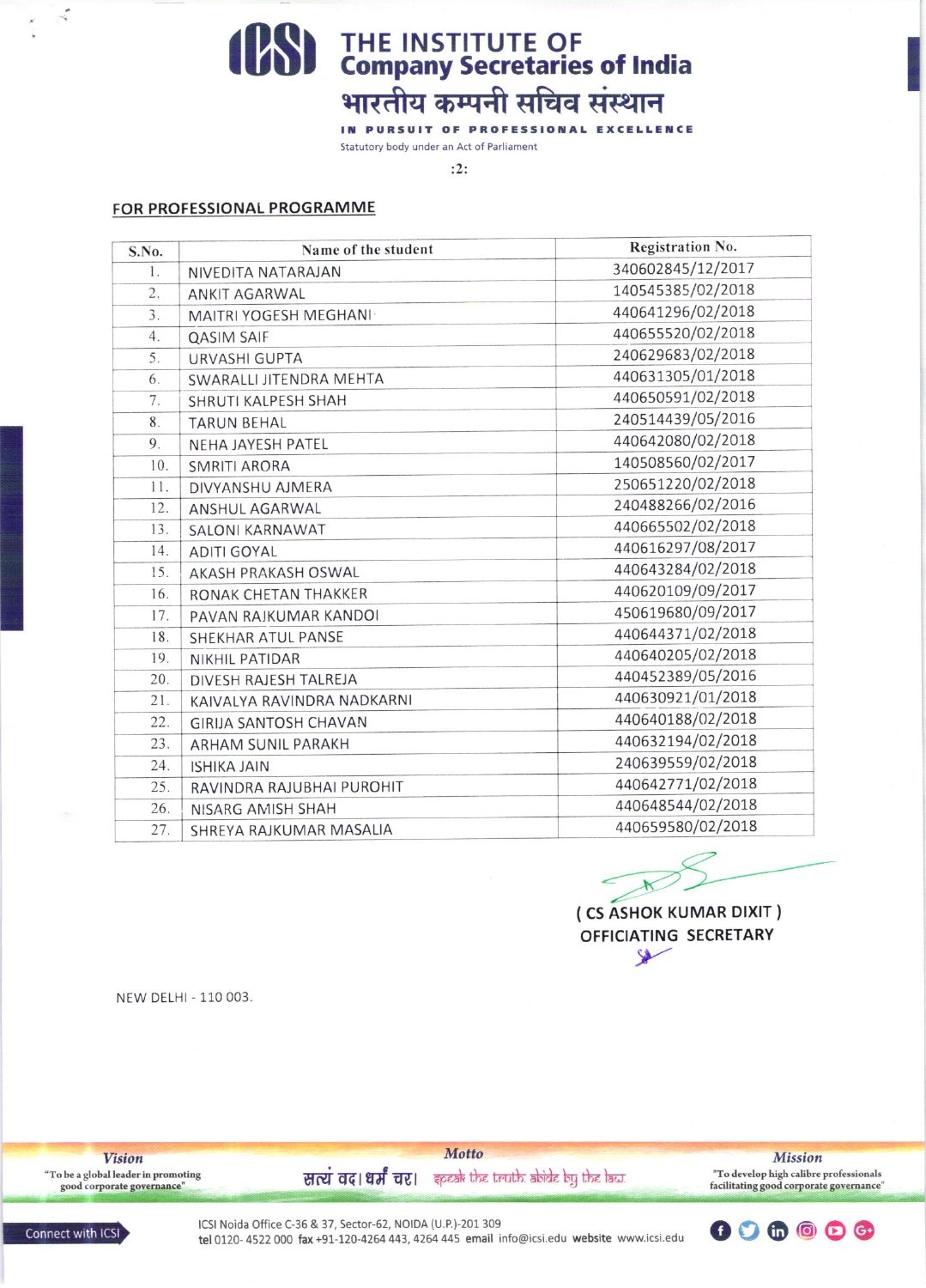:2:

## FOR PROFESSIONAL PROGRAMME

| S.No. | Name of the student | Registration No. |
|---|---|---|
| 1. | NIVEDITA NATARAJAN | 340602845/12/2017 |
| 2. | ANKIT AGARWAL | 140545385/02/2018 |
| 3. | MAITRI YOGESH MEGHANI | 440641296/02/2018 |
| 4. | QASIM SAIF | 440655520/02/2018 |
| 5. | URVASHI GUPTA | 240629683/02/2018 |
| 6. | SWARALLI JITENDRA MEHTA | 440631305/01/2018 |
| 7. | SHRUTI KALPESH SHAH | 440650591/02/2018 |
| 8. | TARUN BEHAL | 240514439/05/2016 |
| 9. | NEHA JAYESH PATEL | 440642080/02/2018 |
| 10. | SMRITI ARORA | 140508560/02/2017 |
| 11. | DIVYANSHU AJMERA | 250651220/02/2018 |
| 12. | ANSHUL AGARWAL | 240488266/02/2016 |
| 13. | SALONI KARNAWAT | 440665502/02/2018 |
| 14. | ADITI GOYAL | 440616297/08/2017 |
| 15. | AKASH PRAKASH OSWAL | 440643284/02/2018 |
| 16. | RONAK CHETAN THAKKER | 440620109/09/2017 |
| 17. | PAVAN RAJKUMAR KANDOI | 450619680/09/2017 |
| 18. | SHEKHAR ATUL PANSE | 440644371/02/2018 |
| 19. | NIKHIL PATIDAR | 440640205/02/2018 |
| 20. | DIVESH RAJESH TALREJA | 440452389/05/2016 |
| 21. | KAIVALYA RAVINDRA NADKARNI | 440630921/01/2018 |
| 22. | GIRIJA SANTOSH CHAVAN | 440640188/02/2018 |
| 23. | ARHAM SUNIL PARAKH | 440632194/02/2018 |
| 24. | ISHIKA JAIN | 240639559/02/2018 |
| 25. | RAVINDRA RAJUBHAI PUROHIT | 440642771/02/2018 |
| 26. | NISARG AMISH SHAH | 440648544/02/2018 |
| 27. | SHREYA RAJKUMAR MASALIA | 440659580/02/2018 |

( CS ASHOK KUMAR DIXIT )
OFFICIATING SECRETARY

NEW DELHI - 110 003.